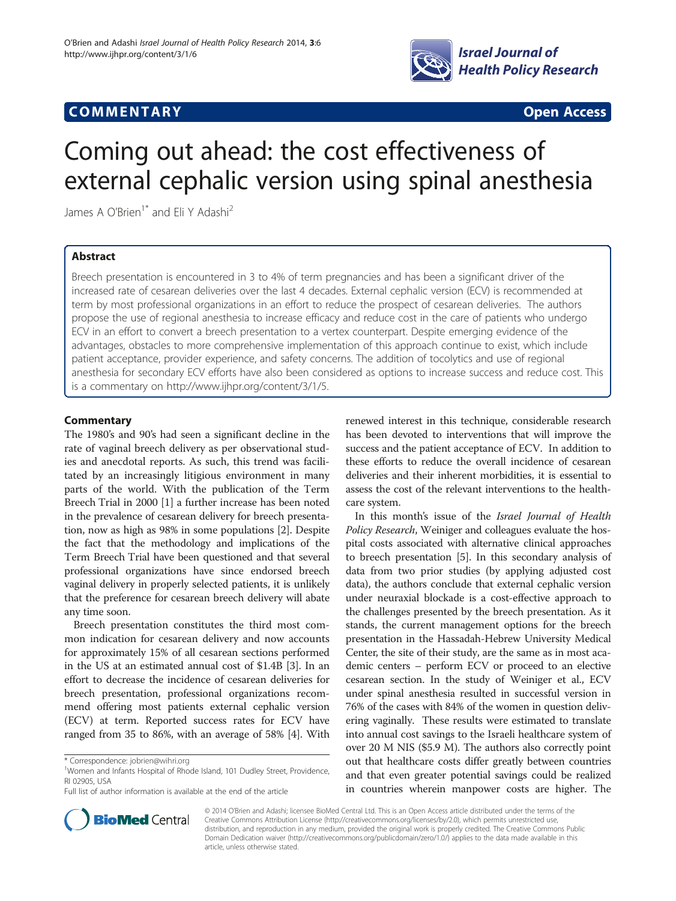**COMMENTARY** **Open Access**

# Coming out ahead: the cost effectiveness of external cephalic version using spinal anesthesia

James A O'Brien[1*] and Eli Y Adashi[2]

## Abstract

Breech presentation is encountered in 3 to 4% of term pregnancies and has been a significant driver of the increased rate of cesarean deliveries over the last 4 decades. External cephalic version (ECV) is recommended at term by most professional organizations in an effort to reduce the prospect of cesarean deliveries. The authors propose the use of regional anesthesia to increase efficacy and reduce cost in the care of patients who undergo ECV in an effort to convert a breech presentation to a vertex counterpart. Despite emerging evidence of the advantages, obstacles to more comprehensive implementation of this approach continue to exist, which include patient acceptance, provider experience, and safety concerns. The addition of tocolytics and use of regional anesthesia for secondary ECV efforts have also been considered as options to increase success and reduce cost. This is a commentary on http://www.ijhpr.org/content/3/1/5.

## Commentary

The 1980's and 90's had seen a significant decline in the rate of vaginal breech delivery as per observational studies and anecdotal reports. As such, this trend was facilitated by an increasingly litigious environment in many parts of the world. With the publication of the Term Breech Trial in 2000 [1] a further increase has been noted in the prevalence of cesarean delivery for breech presentation, now as high as 98% in some populations [2]. Despite the fact that the methodology and implications of the Term Breech Trial have been questioned and that several professional organizations have since endorsed breech vaginal delivery in properly selected patients, it is unlikely that the preference for cesarean breech delivery will abate any time soon.

Breech presentation constitutes the third most common indication for cesarean delivery and now accounts for approximately 15% of all cesarean sections performed in the US at an estimated annual cost of $1.4B [3]. In an effort to decrease the incidence of cesarean deliveries for breech presentation, professional organizations recommend offering most patients external cephalic version (ECV) at term. Reported success rates for ECV have ranged from 35 to 86%, with an average of 58% [4]. With renewed interest in this technique, considerable research has been devoted to interventions that will improve the success and the patient acceptance of ECV. In addition to these efforts to reduce the overall incidence of cesarean deliveries and their inherent morbidities, it is essential to assess the cost of the relevant interventions to the healthcare system.

In this month's issue of the *Israel Journal of Health Policy Research*, Weiniger and colleagues evaluate the hospital costs associated with alternative clinical approaches to breech presentation [5]. In this secondary analysis of data from two prior studies (by applying adjusted cost data), the authors conclude that external cephalic version under neuraxial blockade is a cost-effective approach to the challenges presented by the breech presentation. As it stands, the current management options for the breech presentation in the Hassadah-Hebrew University Medical Center, the site of their study, are the same as in most academic centers – perform ECV or proceed to an elective cesarean section. In the study of Weiniger et al., ECV under spinal anesthesia resulted in successful version in 76% of the cases with 84% of the women in question delivering vaginally. These results were estimated to translate into annual cost savings to the Israeli healthcare system of over 20 M NIS ($5.9 M). The authors also correctly point out that healthcare costs differ greatly between countries and that even greater potential savings could be realized in countries wherein manpower costs are higher. The

\* Correspondence: jobrien@wihri.org
[1]Women and Infants Hospital of Rhode Island, 101 Dudley Street, Providence, RI 02905, USA
Full list of author information is available at the end of the article

© 2014 O'Brien and Adashi; licensee BioMed Central Ltd. This is an Open Access article distributed under the terms of the Creative Commons Attribution License (http://creativecommons.org/licenses/by/2.0), which permits unrestricted use, distribution, and reproduction in any medium, provided the original work is properly credited. The Creative Commons Public Domain Dedication waiver (http://creativecommons.org/publicdomain/zero/1.0/) applies to the data made available in this article, unless otherwise stated.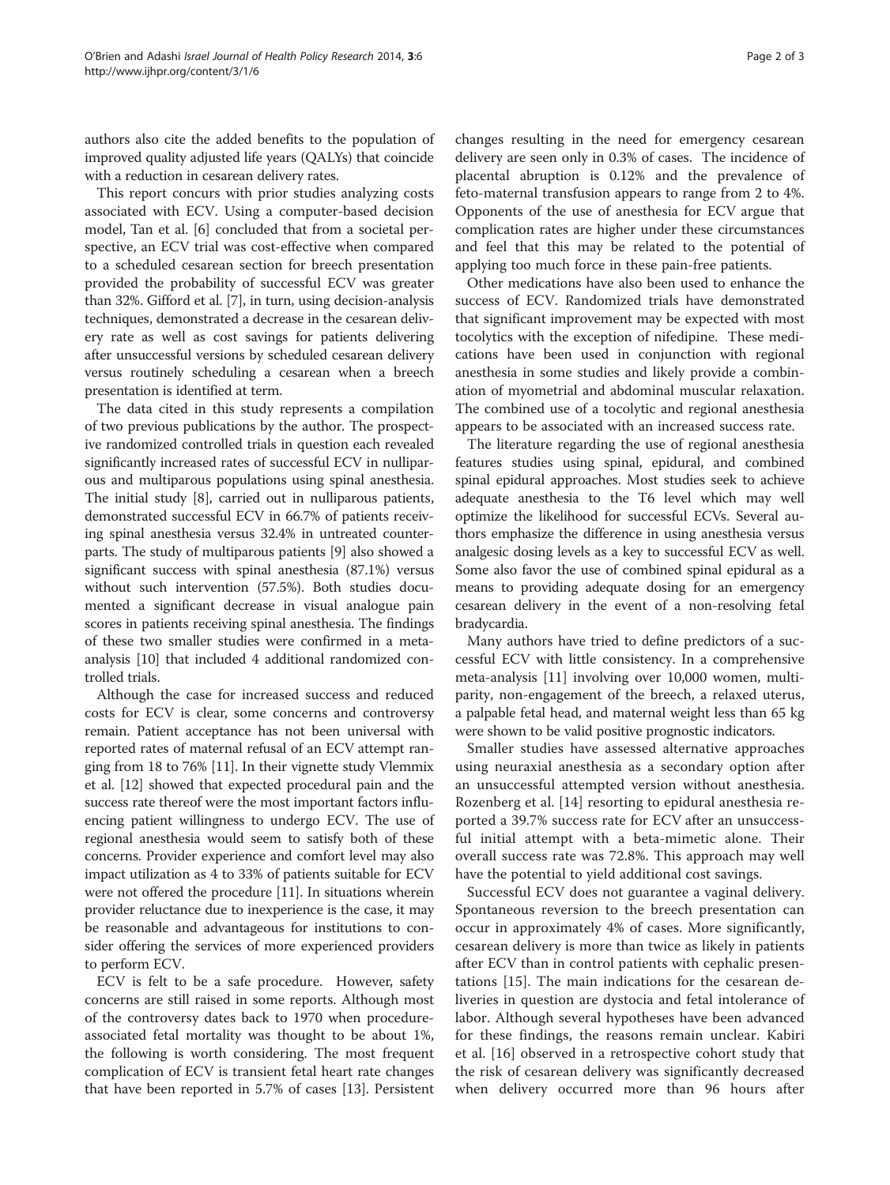authors also cite the added benefits to the population of improved quality adjusted life years (QALYs) that coincide with a reduction in cesarean delivery rates.

This report concurs with prior studies analyzing costs associated with ECV. Using a computer-based decision model, Tan et al. [6] concluded that from a societal perspective, an ECV trial was cost-effective when compared to a scheduled cesarean section for breech presentation provided the probability of successful ECV was greater than 32%. Gifford et al. [7], in turn, using decision-analysis techniques, demonstrated a decrease in the cesarean delivery rate as well as cost savings for patients delivering after unsuccessful versions by scheduled cesarean delivery versus routinely scheduling a cesarean when a breech presentation is identified at term.

The data cited in this study represents a compilation of two previous publications by the author. The prospective randomized controlled trials in question each revealed significantly increased rates of successful ECV in nulliparous and multiparous populations using spinal anesthesia. The initial study [8], carried out in nulliparous patients, demonstrated successful ECV in 66.7% of patients receiving spinal anesthesia versus 32.4% in untreated counterparts. The study of multiparous patients [9] also showed a significant success with spinal anesthesia (87.1%) versus without such intervention (57.5%). Both studies documented a significant decrease in visual analogue pain scores in patients receiving spinal anesthesia. The findings of these two smaller studies were confirmed in a meta-analysis [10] that included 4 additional randomized controlled trials.

Although the case for increased success and reduced costs for ECV is clear, some concerns and controversy remain. Patient acceptance has not been universal with reported rates of maternal refusal of an ECV attempt ranging from 18 to 76% [11]. In their vignette study Vlemmix et al. [12] showed that expected procedural pain and the success rate thereof were the most important factors influencing patient willingness to undergo ECV. The use of regional anesthesia would seem to satisfy both of these concerns. Provider experience and comfort level may also impact utilization as 4 to 33% of patients suitable for ECV were not offered the procedure [11]. In situations wherein provider reluctance due to inexperience is the case, it may be reasonable and advantageous for institutions to consider offering the services of more experienced providers to perform ECV.

ECV is felt to be a safe procedure. However, safety concerns are still raised in some reports. Although most of the controversy dates back to 1970 when procedure-associated fetal mortality was thought to be about 1%, the following is worth considering. The most frequent complication of ECV is transient fetal heart rate changes that have been reported in 5.7% of cases [13]. Persistent changes resulting in the need for emergency cesarean delivery are seen only in 0.3% of cases. The incidence of placental abruption is 0.12% and the prevalence of feto-maternal transfusion appears to range from 2 to 4%. Opponents of the use of anesthesia for ECV argue that complication rates are higher under these circumstances and feel that this may be related to the potential of applying too much force in these pain-free patients.

Other medications have also been used to enhance the success of ECV. Randomized trials have demonstrated that significant improvement may be expected with most tocolytics with the exception of nifedipine. These medications have been used in conjunction with regional anesthesia in some studies and likely provide a combination of myometrial and abdominal muscular relaxation. The combined use of a tocolytic and regional anesthesia appears to be associated with an increased success rate.

The literature regarding the use of regional anesthesia features studies using spinal, epidural, and combined spinal epidural approaches. Most studies seek to achieve adequate anesthesia to the T6 level which may well optimize the likelihood for successful ECVs. Several authors emphasize the difference in using anesthesia versus analgesic dosing levels as a key to successful ECV as well. Some also favor the use of combined spinal epidural as a means to providing adequate dosing for an emergency cesarean delivery in the event of a non-resolving fetal bradycardia.

Many authors have tried to define predictors of a successful ECV with little consistency. In a comprehensive meta-analysis [11] involving over 10,000 women, multiparity, non-engagement of the breech, a relaxed uterus, a palpable fetal head, and maternal weight less than 65 kg were shown to be valid positive prognostic indicators.

Smaller studies have assessed alternative approaches using neuraxial anesthesia as a secondary option after an unsuccessful attempted version without anesthesia. Rozenberg et al. [14] resorting to epidural anesthesia reported a 39.7% success rate for ECV after an unsuccessful initial attempt with a beta-mimetic alone. Their overall success rate was 72.8%. This approach may well have the potential to yield additional cost savings.

Successful ECV does not guarantee a vaginal delivery. Spontaneous reversion to the breech presentation can occur in approximately 4% of cases. More significantly, cesarean delivery is more than twice as likely in patients after ECV than in control patients with cephalic presentations [15]. The main indications for the cesarean deliveries in question are dystocia and fetal intolerance of labor. Although several hypotheses have been advanced for these findings, the reasons remain unclear. Kabiri et al. [16] observed in a retrospective cohort study that the risk of cesarean delivery was significantly decreased when delivery occurred more than 96 hours after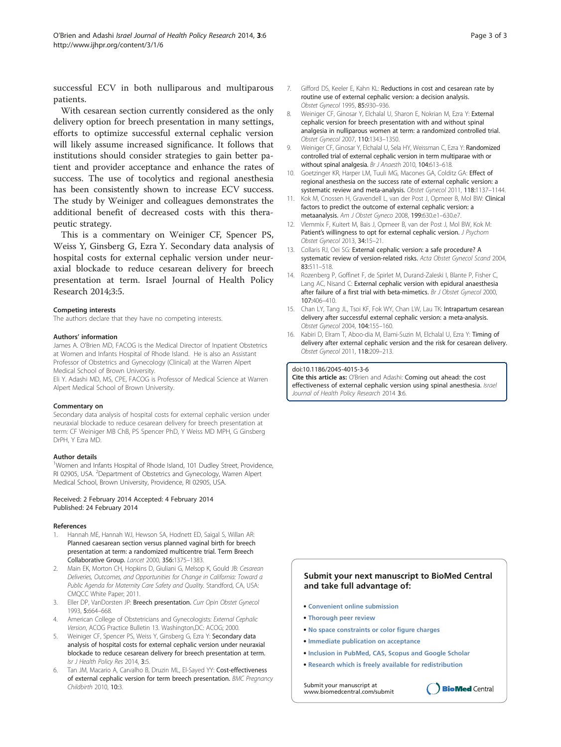successful ECV in both nulliparous and multiparous patients.

With cesarean section currently considered as the only delivery option for breech presentation in many settings, efforts to optimize successful external cephalic version will likely assume increased significance. It follows that institutions should consider strategies to gain better patient and provider acceptance and enhance the rates of success. The use of tocolytics and regional anesthesia has been consistently shown to increase ECV success. The study by Weiniger and colleagues demonstrates the additional benefit of decreased costs with this therapeutic strategy.

This is a commentary on Weiniger CF, Spencer PS, Weiss Y, Ginsberg G, Ezra Y. Secondary data analysis of hospital costs for external cephalic version under neuraxial blockade to reduce cesarean delivery for breech presentation at term. Israel Journal of Health Policy Research 2014;3:5.

#### Competing interests

The authors declare that they have no competing interests.

#### Authors' information

James A. O'Brien MD, FACOG is the Medical Director of Inpatient Obstetrics at Women and Infants Hospital of Rhode Island. He is also an Assistant Professor of Obstetrics and Gynecology (Clinical) at the Warren Alpert Medical School of Brown University.

Eli Y. Adashi MD, MS, CPE, FACOG is Professor of Medical Science at Warren Alpert Medical School of Brown University.

#### Commentary on

Secondary data analysis of hospital costs for external cephalic version under neuraxial blockade to reduce cesarean delivery for breech presentation at term: CF Weiniger MB ChB, PS Spencer PhD, Y Weiss MD MPH, G Ginsberg DrPH, Y Ezra MD.

#### Author details

[1]Women and Infants Hospital of Rhode Island, 101 Dudley Street, Providence, RI 02905, USA. [2]Department of Obstetrics and Gynecology, Warren Alpert Medical School, Brown University, Providence, RI 02905, USA.

Received: 2 February 2014 Accepted: 4 February 2014
Published: 24 February 2014

#### References

1. Hannah ME, Hannah WJ, Hewson SA, Hodnett ED, Saigal S, Willan AR: **Planned caesarean section versus planned vaginal birth for breech presentation at term: a randomized multicentre trial. Term Breech Collaborative Group.** *Lancet* 2000, **356:**1375–1383.
2. Main EK, Morton CH, Hopkins D, Giuliani G, Melsop K, Gould JB: *Cesarean Deliveries, Outcomes, and Opportunities for Change in California: Toward a Public Agenda for Maternity Care Safety and Quality.* Standford, CA, USA: CMQCC White Paper; 2011.
3. Eller DP, VanDorsten JP: **Breech presentation.** *Curr Opin Obstet Gynecol* 1993, **5:**664–668.
4. American College of Obstetricians and Gynecologists: *External Cephalic Version*, ACOG Practice Bulletin 13. Washington,DC: ACOG; 2000.
5. Weiniger CF, Spencer PS, Weiss Y, Ginsberg G, Ezra Y: **Secondary data analysis of hospital costs for external cephalic version under neuraxial blockade to reduce cesarean delivery for breech presentation at term.** *Isr J Health Policy Res* 2014, **3:**5.
6. Tan JM, Macario A, Carvalho B, Druzin ML, El-Sayed YY: **Cost-effectiveness of external cephalic version for term breech presentation.** *BMC Pregnancy Childbirth* 2010, **10:**3.
7. Gifford DS, Keeler E, Kahn KL: **Reductions in cost and cesarean rate by routine use of external cephalic version: a decision analysis.** *Obstet Gynecol* 1995, **85:**930–936.
8. Weiniger CF, Ginosar Y, Elchalal U, Sharon E, Nokrian M, Ezra Y: **External cephalic version for breech presentation with and without spinal analgesia in nulliparous women at term: a randomized controlled trial.** *Obstet Gynecol* 2007, **110:**1343–1350.
9. Weiniger CF, Ginosar Y, Elchalal U, Sela HY, Weissman C, Ezra Y: **Randomized controlled trial of external cephalic version in term multiparae with or without spinal analgesia.** *Br J Anaesth* 2010, **104:**613–618.
10. Goetzinger KR, Harper LM, Tuuli MG, Macones GA, Colditz GA: **Effect of regional anesthesia on the success rate of external cephalic version: a systematic review and meta-analysis.** *Obstet Gynecol* 2011, **118:**1137–1144.
11. Kok M, Cnossen H, Gravendell L, van der Post J, Opmeer B, Mol BW: **Clinical factors to predict the outcome of external cephalic version: a metaanalysis.** *Am J Obstet Gyneco* 2008, **199:**630.e1–630.e7.
12. Vlemmix F, Kuitert M, Bais J, Opmeer B, van der Post J, Mol BW, Kok M: **Patient's willingness to opt for external cephalic version.** *J Psychom Obstet Gynecol* 2013, **34:**15–21.
13. Collaris RJ, Oei SG: **External cephalic version: a safe procedure? A systematic review of version-related risks.** *Acta Obstet Gynecol Scand* 2004, **83:**511–518.
14. Rozenberg P, Goffinet F, de Spirlet M, Durand-Zaleski I, Blante P, Fisher C, Lang AC, Nisand C: **External cephalic version with epidural anaesthesia after failure of a first trial with beta-mimetics.** *Br J Obstet Gynecol* 2000, **107:**406–410.
15. Chan LY, Tang JL, Tsoi KF, Fok WY, Chan LW, Lau TK: **Intrapartum cesarean delivery after successful external cephalic version: a meta-analysis.** *Obstet Gynecol* 2004, **104:**155–160.
16. Kabiri D, Elram T, Aboo-dia M, Elami-Suzin M, Elchalal U, Ezra Y: **Timing of delivery after external cephalic version and the risk for cesarean delivery.** *Obstet Gynecol* 2011, **118:**209–213.

doi:10.1186/2045-4015-3-6

**Cite this article as:** O'Brien and Adashi: Coming out ahead: the cost effectiveness of external cephalic version using spinal anesthesia. *Israel Journal of Health Policy Research* 2014 **3:**6.

**Submit your next manuscript to BioMed Central and take full advantage of:**

- **Convenient online submission**
- **Thorough peer review**
- **No space constraints or color figure charges**
- **Immediate publication on acceptance**
- **Inclusion in PubMed, CAS, Scopus and Google Scholar**
- **Research which is freely available for redistribution**

Submit your manuscript at
www.biomedcentral.com/submit